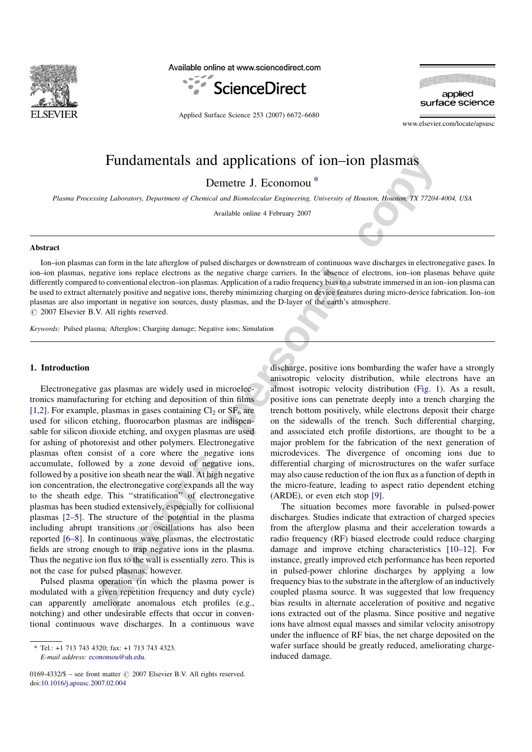# Fundamentals and applications of ion–ion plasmas

Demetre J. Economou *

*Plasma Processing Laboratory, Department of Chemical and Biomolecular Engineering, University of Houston, Houston, TX 77204-4004, USA*

Available online 4 February 2007

## Abstract

Ion–ion plasmas can form in the late afterglow of pulsed discharges or downstream of continuous wave discharges in electronegative gases. In ion–ion plasmas, negative ions replace electrons as the negative charge carriers. In the absence of electrons, ion–ion plasmas behave quite differently compared to conventional electron–ion plasmas. Application of a radio frequency bias to a substrate immersed in an ion–ion plasma can be used to extract alternately positive and negative ions, thereby minimizing charging on device features during micro-device fabrication. Ion–ion plasmas are also important in negative ion sources, dusty plasmas, and the D-layer of the earth's atmosphere.

© 2007 Elsevier B.V. All rights reserved.

*Keywords:* Pulsed plasma; Afterglow; Charging damage; Negative ions; Simulation

## 1. Introduction

Electronegative gas plasmas are widely used in microelectronics manufacturing for etching and deposition of thin films [1,2]. For example, plasmas in gases containing $Cl_2$ or $SF_6$ are used for silicon etching, fluorocarbon plasmas are indispensable for silicon dioxide etching, and oxygen plasmas are used for ashing of photoresist and other polymers. Electronegative plasmas often consist of a core where the negative ions accumulate, followed by a zone devoid of negative ions, followed by a positive ion sheath near the wall. At high negative ion concentration, the electronegative core expands all the way to the sheath edge. This ''stratification'' of electronegative plasmas has been studied extensively, especially for collisional plasmas [2–5]. The structure of the potential in the plasma including abrupt transitions or oscillations has also been reported [6–8]. In continuous wave plasmas, the electrostatic fields are strong enough to trap negative ions in the plasma. Thus the negative ion flux to the wall is essentially zero. This is not the case for pulsed plasmas, however.

Pulsed plasma operation (in which the plasma power is modulated with a given repetition frequency and duty cycle) can apparently ameliorate anomalous etch profiles (e.g., notching) and other undesirable effects that occur in conventional continuous wave discharges. In a continuous wave discharge, positive ions bombarding the wafer have a strongly anisotropic velocity distribution, while electrons have an almost isotropic velocity distribution (Fig. 1). As a result, positive ions can penetrate deeply into a trench charging the trench bottom positively, while electrons deposit their charge on the sidewalls of the trench. Such differential charging, and associated etch profile distortions, are thought to be a major problem for the fabrication of the next generation of microdevices. The divergence of oncoming ions due to differential charging of microstructures on the wafer surface may also cause reduction of the ion flux as a function of depth in the micro-feature, leading to aspect ratio dependent etching (ARDE), or even etch stop [9].

The situation becomes more favorable in pulsed-power discharges. Studies indicate that extraction of charged species from the afterglow plasma and their acceleration towards a radio frequency (RF) biased electrode could reduce charging damage and improve etching characteristics [10–12]. For instance, greatly improved etch performance has been reported in pulsed-power chlorine discharges by applying a low frequency bias to the substrate in the afterglow of an inductively coupled plasma source. It was suggested that low frequency bias results in alternate acceleration of positive and negative ions extracted out of the plasma. Since positive and negative ions have almost equal masses and similar velocity anisotropy under the influence of RF bias, the net charge deposited on the wafer surface should be greatly reduced, ameliorating charge-induced damage.

* Tel.: +1 713 743 4320; fax: +1 713 743 4323.
*E-mail address:* economou@uh.edu.

0169-4332/$ – see front matter © 2007 Elsevier B.V. All rights reserved.
doi:10.1016/j.apsusc.2007.02.004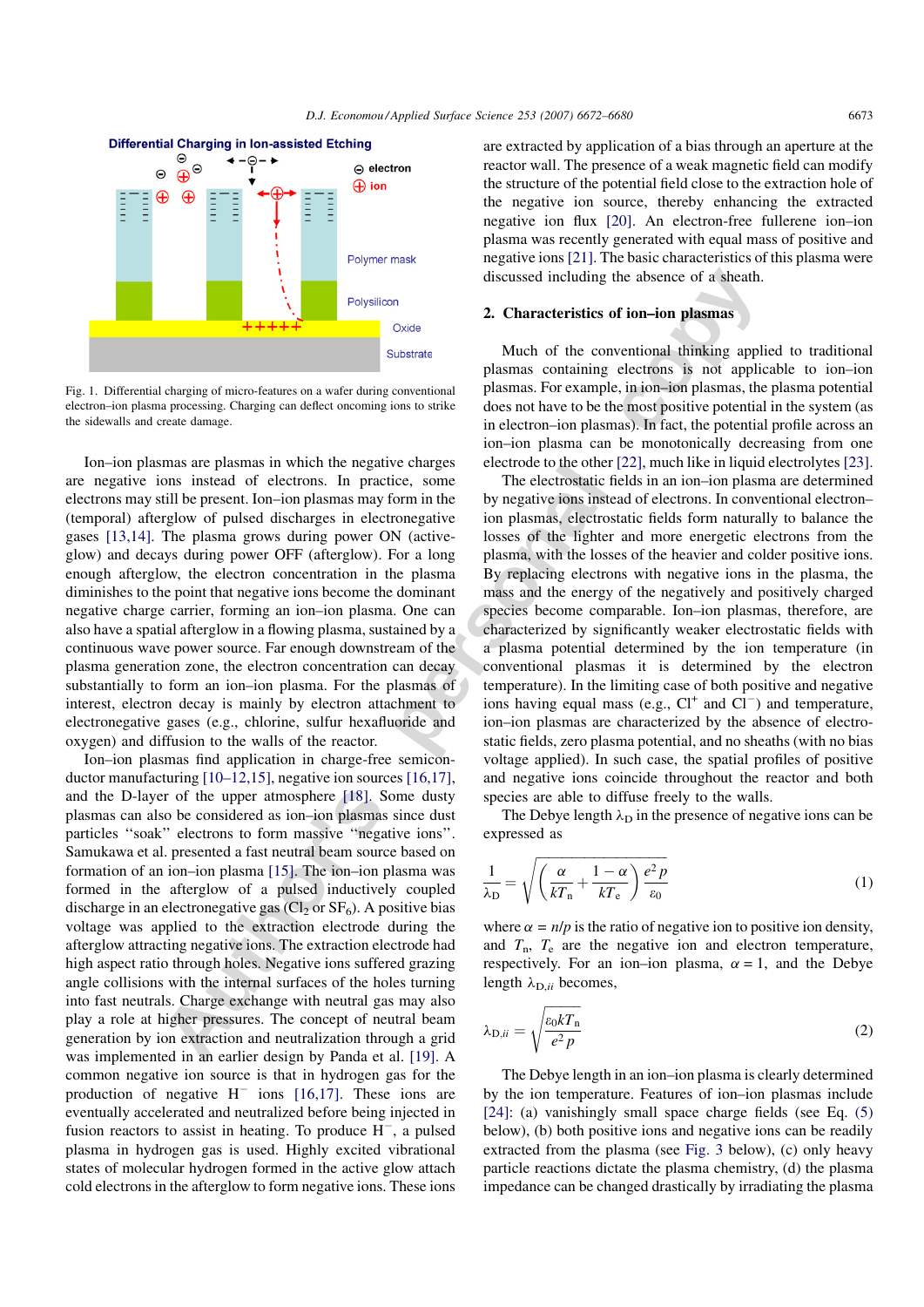Fig. 1. Differential charging of micro-features on a wafer during conventional electron–ion plasma processing. Charging can deflect oncoming ions to strike the sidewalls and create damage.

Ion–ion plasmas are plasmas in which the negative charges are negative ions instead of electrons. In practice, some electrons may still be present. Ion–ion plasmas may form in the (temporal) afterglow of pulsed discharges in electronegative gases [13,14]. The plasma grows during power ON (active-glow) and decays during power OFF (afterglow). For a long enough afterglow, the electron concentration in the plasma diminishes to the point that negative ions become the dominant negative charge carrier, forming an ion–ion plasma. One can also have a spatial afterglow in a flowing plasma, sustained by a continuous wave power source. Far enough downstream of the plasma generation zone, the electron concentration can decay substantially to form an ion–ion plasma. For the plasmas of interest, electron decay is mainly by electron attachment to electronegative gases (e.g., chlorine, sulfur hexafluoride and oxygen) and diffusion to the walls of the reactor.

Ion–ion plasmas find application in charge-free semiconductor manufacturing [10–12,15], negative ion sources [16,17], and the D-layer of the upper atmosphere [18]. Some dusty plasmas can also be considered as ion–ion plasmas since dust particles ‘‘soak’’ electrons to form massive ‘‘negative ions’’. Samukawa et al. presented a fast neutral beam source based on formation of an ion–ion plasma [15]. The ion–ion plasma was formed in the afterglow of a pulsed inductively coupled discharge in an electronegative gas ($Cl_2$ or $SF_6$). A positive bias voltage was applied to the extraction electrode during the afterglow attracting negative ions. The extraction electrode had high aspect ratio through holes. Negative ions suffered grazing angle collisions with the internal surfaces of the holes turning into fast neutrals. Charge exchange with neutral gas may also play a role at higher pressures. The concept of neutral beam generation by ion extraction and neutralization through a grid was implemented in an earlier design by Panda et al. [19]. A common negative ion source is that in hydrogen gas for the production of negative $H^-$ ions [16,17]. These ions are eventually accelerated and neutralized before being injected in fusion reactors to assist in heating. To produce $H^-$, a pulsed plasma in hydrogen gas is used. Highly excited vibrational states of molecular hydrogen formed in the active glow attach cold electrons in the afterglow to form negative ions. These ions are extracted by application of a bias through an aperture at the reactor wall. The presence of a weak magnetic field can modify the structure of the potential field close to the extraction hole of the negative ion source, thereby enhancing the extracted negative ion flux [20]. An electron-free fullerene ion–ion plasma was recently generated with equal mass of positive and negative ions [21]. The basic characteristics of this plasma were discussed including the absence of a sheath.

## 2. Characteristics of ion–ion plasmas

Much of the conventional thinking applied to traditional plasmas containing electrons is not applicable to ion–ion plasmas. For example, in ion–ion plasmas, the plasma potential does not have to be the most positive potential in the system (as in electron–ion plasmas). In fact, the potential profile across an ion–ion plasma can be monotonically decreasing from one electrode to the other [22], much like in liquid electrolytes [23].

The electrostatic fields in an ion–ion plasma are determined by negative ions instead of electrons. In conventional electron–ion plasmas, electrostatic fields form naturally to balance the losses of the lighter and more energetic electrons from the plasma, with the losses of the heavier and colder positive ions. By replacing electrons with negative ions in the plasma, the mass and the energy of the negatively and positively charged species become comparable. Ion–ion plasmas, therefore, are characterized by significantly weaker electrostatic fields with a plasma potential determined by the ion temperature (in conventional plasmas it is determined by the electron temperature). In the limiting case of both positive and negative ions having equal mass (e.g., $Cl^+$ and $Cl^-$) and temperature, ion–ion plasmas are characterized by the absence of electrostatic fields, zero plasma potential, and no sheaths (with no bias voltage applied). In such case, the spatial profiles of positive and negative ions coincide throughout the reactor and both species are able to diffuse freely to the walls.

The Debye length $\lambda_D$ in the presence of negative ions can be expressed as

$$\frac{1}{\lambda_D} = \sqrt{\left(\frac{\alpha}{kT_n} + \frac{1-\alpha}{kT_e}\right)\frac{e^2 p}{\varepsilon_0}} \tag{1}$$

where $\alpha = n/p$ is the ratio of negative ion to positive ion density, and $T_n$, $T_e$ are the negative ion and electron temperature, respectively. For an ion–ion plasma, $\alpha = 1$, and the Debye length $\lambda_{D,ii}$ becomes,

$$\lambda_{D,ii} = \sqrt{\frac{\varepsilon_0 k T_n}{e^2 p}} \tag{2}$$

The Debye length in an ion–ion plasma is clearly determined by the ion temperature. Features of ion–ion plasmas include [24]: (a) vanishingly small space charge fields (see Eq. (5) below), (b) both positive ions and negative ions can be readily extracted from the plasma (see Fig. 3 below), (c) only heavy particle reactions dictate the plasma chemistry, (d) the plasma impedance can be changed drastically by irradiating the plasma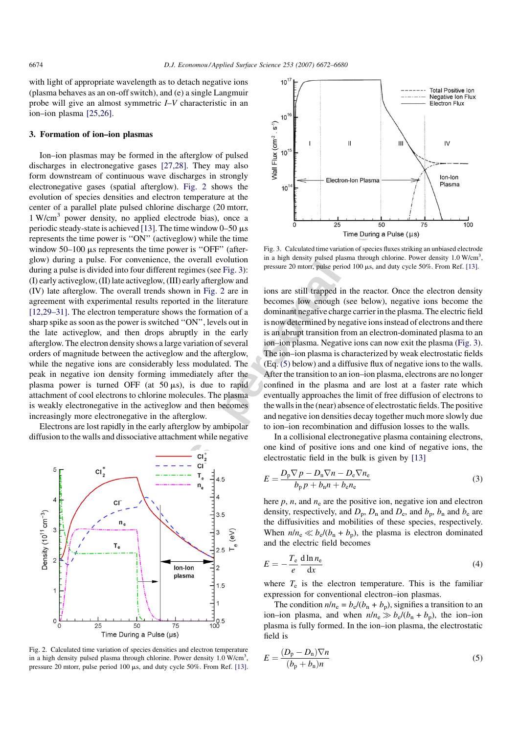with light of appropriate wavelength as to detach negative ions (plasma behaves as an on-off switch), and (e) a single Langmuir probe will give an almost symmetric *I–V* characteristic in an ion–ion plasma [25,26].

## 3. Formation of ion–ion plasmas

Ion–ion plasmas may be formed in the afterglow of pulsed discharges in electronegative gases [27,28]. They may also form downstream of continuous wave discharges in strongly electronegative gases (spatial afterglow). Fig. 2 shows the evolution of species densities and electron temperature at the center of a parallel plate pulsed chlorine discharge (20 mtorr, 1 W/cm$^3$ power density, no applied electrode bias), once a periodic steady-state is achieved [13]. The time window 0–50 μs represents the time power is "ON" (activeglow) while the time window 50–100 μs represents the time power is "OFF" (afterglow) during a pulse. For convenience, the overall evolution during a pulse is divided into four different regimes (see Fig. 3): (I) early activeglow, (II) late activeglow, (III) early afterglow and (IV) late afterglow. The overall trends shown in Fig. 2 are in agreement with experimental results reported in the literature [12,29–31]. The electron temperature shows the formation of a sharp spike as soon as the power is switched "ON", levels out in the late activeglow, and then drops abruptly in the late afterglow. The electron density shows a large variation of several orders of magnitude between the activeglow and the afterglow, while the negative ions are considerably less modulated. The peak in negative ion density forming immediately after the plasma power is turned OFF (at 50 μs), is due to rapid attachment of cool electrons to chlorine molecules. The plasma is weakly electronegative in the activeglow and then becomes increasingly more electronegative in the afterglow.

Electrons are lost rapidly in the early afterglow by ambipolar diffusion to the walls and dissociative attachment while negative

Fig. 2. Calculated time variation of species densities and electron temperature in a high density pulsed plasma through chlorine. Power density 1.0 W/cm$^3$, pressure 20 mtorr, pulse period 100 μs, and duty cycle 50%. From Ref. [13].

Fig. 3. Calculated time variation of species fluxes striking an unbiased electrode in a high density pulsed plasma through chlorine. Power density 1.0 W/cm$^3$, pressure 20 mtorr, pulse period 100 μs, and duty cycle 50%. From Ref. [13].

ions are still trapped in the reactor. Once the electron density becomes low enough (see below), negative ions become the dominant negative charge carrier in the plasma. The electric field is now determined by negative ions instead of electrons and there is an abrupt transition from an electron-dominated plasma to an ion–ion plasma. Negative ions can now exit the plasma (Fig. 3). The ion–ion plasma is characterized by weak electrostatic fields (Eq. (5) below) and a diffusive flux of negative ions to the walls. After the transition to an ion–ion plasma, electrons are no longer confined in the plasma and are lost at a faster rate which eventually approaches the limit of free diffusion of electrons to the walls in the (near) absence of electrostatic fields. The positive and negative ion densities decay together much more slowly due to ion–ion recombination and diffusion losses to the walls.

In a collisional electronegative plasma containing electrons, one kind of positive ions and one kind of negative ions, the electrostatic field in the bulk is given by [13]

$$E = \frac{D_p \nabla p - D_n \nabla n - D_e \nabla n_e}{b_p p + b_n n + b_e n_e} \tag{3}$$

here $p$, $n$, and $n_e$ are the positive ion, negative ion and electron density, respectively, and $D_p$, $D_n$ and $D_e$, and $b_p$, $b_n$ and $b_e$ are the diffusivities and mobilities of these species, respectively. When $n/n_e \ll b_e/(b_n + b_p)$, the plasma is electron dominated and the electric field becomes

$$E = -\frac{T_e}{e} \frac{d \ln n_e}{dx} \tag{4}$$

where $T_e$ is the electron temperature. This is the familiar expression for conventional electron–ion plasmas.

The condition $n/n_e = b_e/(b_n + b_p)$, signifies a transition to an ion–ion plasma, and when $n/n_e \gg b_e/(b_n + b_p)$, the ion–ion plasma is fully formed. In the ion–ion plasma, the electrostatic field is

$$E = \frac{(D_p - D_n)\nabla n}{(b_p + b_n)n} \tag{5}$$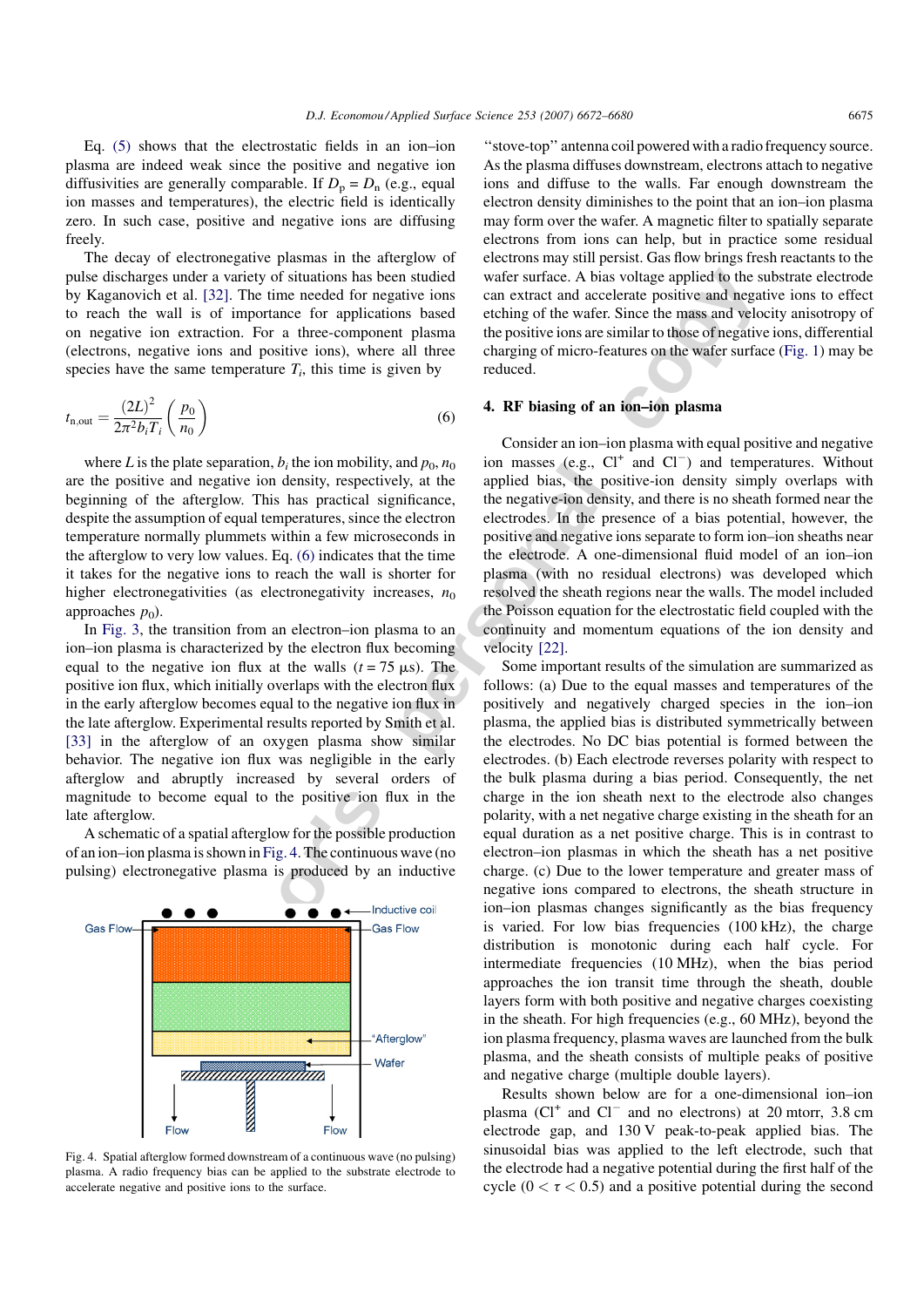Eq. (5) shows that the electrostatic fields in an ion–ion plasma are indeed weak since the positive and negative ion diffusivities are generally comparable. If $D_p = D_n$ (e.g., equal ion masses and temperatures), the electric field is identically zero. In such case, positive and negative ions are diffusing freely.

The decay of electronegative plasmas in the afterglow of pulse discharges under a variety of situations has been studied by Kaganovich et al. [32]. The time needed for negative ions to reach the wall is of importance for applications based on negative ion extraction. For a three-component plasma (electrons, negative ions and positive ions), where all three species have the same temperature $T_i$, this time is given by

$$t_{\mathrm{n,out}} = \frac{(2L)^2}{2\pi^2 b_i T_i}\left(\frac{p_0}{n_0}\right) \tag{6}$$

where $L$ is the plate separation, $b_i$ the ion mobility, and $p_0$, $n_0$ are the positive and negative ion density, respectively, at the beginning of the afterglow. This has practical significance, despite the assumption of equal temperatures, since the electron temperature normally plummets within a few microseconds in the afterglow to very low values. Eq. (6) indicates that the time it takes for the negative ions to reach the wall is shorter for higher electronegativities (as electronegativity increases, $n_0$ approaches $p_0$).

In Fig. 3, the transition from an electron–ion plasma to an ion–ion plasma is characterized by the electron flux becoming equal to the negative ion flux at the walls ($t = 75$ μs). The positive ion flux, which initially overlaps with the electron flux in the early afterglow becomes equal to the negative ion flux in the late afterglow. Experimental results reported by Smith et al. [33] in the afterglow of an oxygen plasma show similar behavior. The negative ion flux was negligible in the early afterglow and abruptly increased by several orders of magnitude to become equal to the positive ion flux in the late afterglow.

A schematic of a spatial afterglow for the possible production of an ion–ion plasma is shown in Fig. 4. The continuous wave (no pulsing) electronegative plasma is produced by an inductive "stove-top" antenna coil powered with a radio frequency source. As the plasma diffuses downstream, electrons attach to negative ions and diffuse to the walls. Far enough downstream the electron density diminishes to the point that an ion–ion plasma may form over the wafer. A magnetic filter to spatially separate electrons from ions can help, but in practice some residual electrons may still persist. Gas flow brings fresh reactants to the wafer surface. A bias voltage applied to the substrate electrode can extract and accelerate positive and negative ions to effect etching of the wafer. Since the mass and velocity anisotropy of the positive ions are similar to those of negative ions, differential charging of micro-features on the wafer surface (Fig. 1) may be reduced.

Inductive coil
Gas Flow
Gas Flow
"Afterglow"
Wafer
Flow
Flow

Fig. 4. Spatial afterglow formed downstream of a continuous wave (no pulsing) plasma. A radio frequency bias can be applied to the substrate electrode to accelerate negative and positive ions to the surface.

## 4. RF biasing of an ion–ion plasma

Consider an ion–ion plasma with equal positive and negative ion masses (e.g., $Cl^+$ and $Cl^-$) and temperatures. Without applied bias, the positive-ion density simply overlaps with the negative-ion density, and there is no sheath formed near the electrodes. In the presence of a bias potential, however, the positive and negative ions separate to form ion–ion sheaths near the electrode. A one-dimensional fluid model of an ion–ion plasma (with no residual electrons) was developed which resolved the sheath regions near the walls. The model included the Poisson equation for the electrostatic field coupled with the continuity and momentum equations of the ion density and velocity [22].

Some important results of the simulation are summarized as follows: (a) Due to the equal masses and temperatures of the positively and negatively charged species in the ion–ion plasma, the applied bias is distributed symmetrically between the electrodes. No DC bias potential is formed between the electrodes. (b) Each electrode reverses polarity with respect to the bulk plasma during a bias period. Consequently, the net charge in the ion sheath next to the electrode also changes polarity, with a net negative charge existing in the sheath for an equal duration as a net positive charge. This is in contrast to electron–ion plasmas in which the sheath has a net positive charge. (c) Due to the lower temperature and greater mass of negative ions compared to electrons, the sheath structure in ion–ion plasmas changes significantly as the bias frequency is varied. For low bias frequencies (100 kHz), the charge distribution is monotonic during each half cycle. For intermediate frequencies (10 MHz), when the bias period approaches the ion transit time through the sheath, double layers form with both positive and negative charges coexisting in the sheath. For high frequencies (e.g., 60 MHz), beyond the ion plasma frequency, plasma waves are launched from the bulk plasma, and the sheath consists of multiple peaks of positive and negative charge (multiple double layers).

Results shown below are for a one-dimensional ion–ion plasma ($Cl^+$ and $Cl^-$ and no electrons) at 20 mtorr, 3.8 cm electrode gap, and 130 V peak-to-peak applied bias. The sinusoidal bias was applied to the left electrode, such that the electrode had a negative potential during the first half of the cycle ($0 < \tau < 0.5$) and a positive potential during the second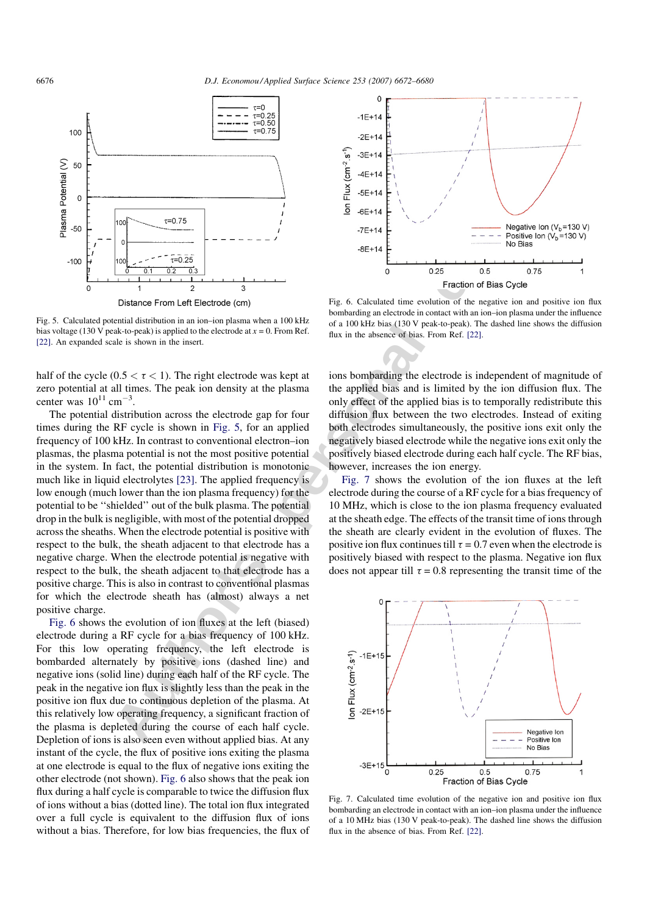Fig. 5. Calculated potential distribution in an ion–ion plasma when a 100 kHz bias voltage (130 V peak-to-peak) is applied to the electrode at $x = 0$. From Ref. [22]. An expanded scale is shown in the insert.

Fig. 6. Calculated time evolution of the negative ion and positive ion flux bombarding an electrode in contact with an ion–ion plasma under the influence of a 100 kHz bias (130 V peak-to-peak). The dashed line shows the diffusion flux in the absence of bias. From Ref. [22].

half of the cycle ($0.5 < \tau < 1$). The right electrode was kept at zero potential at all times. The peak ion density at the plasma center was $10^{11}$ cm$^{-3}$.

The potential distribution across the electrode gap for four times during the RF cycle is shown in Fig. 5, for an applied frequency of 100 kHz. In contrast to conventional electron–ion plasmas, the plasma potential is not the most positive potential in the system. In fact, the potential distribution is monotonic much like in liquid electrolytes [23]. The applied frequency is low enough (much lower than the ion plasma frequency) for the potential to be "shielded" out of the bulk plasma. The potential drop in the bulk is negligible, with most of the potential dropped across the sheaths. When the electrode potential is positive with respect to the bulk, the sheath adjacent to that electrode has a negative charge. When the electrode potential is negative with respect to the bulk, the sheath adjacent to that electrode has a positive charge. This is also in contrast to conventional plasmas for which the electrode sheath has (almost) always a net positive charge.

Fig. 6 shows the evolution of ion fluxes at the left (biased) electrode during a RF cycle for a bias frequency of 100 kHz. For this low operating frequency, the left electrode is bombarded alternately by positive ions (dashed line) and negative ions (solid line) during each half of the RF cycle. The peak in the negative ion flux is slightly less than the peak in the positive ion flux due to continuous depletion of the plasma. At this relatively low operating frequency, a significant fraction of the plasma is depleted during the course of each half cycle. Depletion of ions is also seen even without applied bias. At any instant of the cycle, the flux of positive ions exiting the plasma at one electrode is equal to the flux of negative ions exiting the other electrode (not shown). Fig. 6 also shows that the peak ion flux during a half cycle is comparable to twice the diffusion flux of ions without a bias (dotted line). The total ion flux integrated over a full cycle is equivalent to the diffusion flux of ions without a bias. Therefore, for low bias frequencies, the flux of ions bombarding the electrode is independent of magnitude of the applied bias and is limited by the ion diffusion flux. The only effect of the applied bias is to temporally redistribute this diffusion flux between the two electrodes. Instead of exiting both electrodes simultaneously, the positive ions exit only the negatively biased electrode while the negative ions exit only the positively biased electrode during each half cycle. The RF bias, however, increases the ion energy.

Fig. 7 shows the evolution of the ion fluxes at the left electrode during the course of a RF cycle for a bias frequency of 10 MHz, which is close to the ion plasma frequency evaluated at the sheath edge. The effects of the transit time of ions through the sheath are clearly evident in the evolution of fluxes. The positive ion flux continues till $\tau = 0.7$ even when the electrode is positively biased with respect to the plasma. Negative ion flux does not appear till $\tau = 0.8$ representing the transit time of the

Fig. 7. Calculated time evolution of the negative ion and positive ion flux bombarding an electrode in contact with an ion–ion plasma under the influence of a 10 MHz bias (130 V peak-to-peak). The dashed line shows the diffusion flux in the absence of bias. From Ref. [22].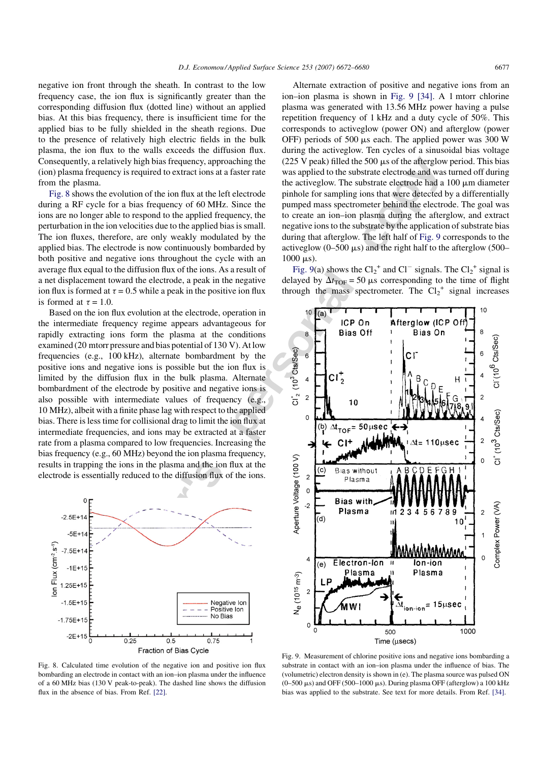negative ion front through the sheath. In contrast to the low frequency case, the ion flux is significantly greater than the corresponding diffusion flux (dotted line) without an applied bias. At this bias frequency, there is insufficient time for the applied bias to be fully shielded in the sheath regions. Due to the presence of relatively high electric fields in the bulk plasma, the ion flux to the walls exceeds the diffusion flux. Consequently, a relatively high bias frequency, approaching the (ion) plasma frequency is required to extract ions at a faster rate from the plasma.

Fig. 8 shows the evolution of the ion flux at the left electrode during a RF cycle for a bias frequency of 60 MHz. Since the ions are no longer able to respond to the applied frequency, the perturbation in the ion velocities due to the applied bias is small. The ion fluxes, therefore, are only weakly modulated by the applied bias. The electrode is now continuously bombarded by both positive and negative ions throughout the cycle with an average flux equal to the diffusion flux of the ions. As a result of a net displacement toward the electrode, a peak in the negative ion flux is formed at $\tau = 0.5$ while a peak in the positive ion flux is formed at $\tau = 1.0$.

Based on the ion flux evolution at the electrode, operation in the intermediate frequency regime appears advantageous for rapidly extracting ions form the plasma at the conditions examined (20 mtorr pressure and bias potential of 130 V). At low frequencies (e.g., 100 kHz), alternate bombardment by the positive ions and negative ions is possible but the ion flux is limited by the diffusion flux in the bulk plasma. Alternate bombardment of the electrode by positive and negative ions is also possible with intermediate values of frequency (e.g., 10 MHz), albeit with a finite phase lag with respect to the applied bias. There is less time for collisional drag to limit the ion flux at intermediate frequencies, and ions may be extracted at a faster rate from a plasma compared to low frequencies. Increasing the bias frequency (e.g., 60 MHz) beyond the ion plasma frequency, results in trapping the ions in the plasma and the ion flux at the electrode is essentially reduced to the diffusion flux of the ions.

Fig. 8. Calculated time evolution of the negative ion and positive ion flux bombarding an electrode in contact with an ion–ion plasma under the influence of a 60 MHz bias (130 V peak-to-peak). The dashed line shows the diffusion flux in the absence of bias. From Ref. [22].

Alternate extraction of positive and negative ions from an ion–ion plasma is shown in Fig. 9 [34]. A 1 mtorr chlorine plasma was generated with 13.56 MHz power having a pulse repetition frequency of 1 kHz and a duty cycle of 50%. This corresponds to activeglow (power ON) and afterglow (power OFF) periods of 500 μs each. The applied power was 300 W during the activeglow. Ten cycles of a sinusoidal bias voltage (225 V peak) filled the 500 μs of the afterglow period. This bias was applied to the substrate electrode and was turned off during the activeglow. The substrate electrode had a 100 μm diameter pinhole for sampling ions that were detected by a differentially pumped mass spectrometer behind the electrode. The goal was to create an ion–ion plasma during the afterglow, and extract negative ions to the substrate by the application of substrate bias during that afterglow. The left half of Fig. 9 corresponds to the activeglow (0–500 μs) and the right half to the afterglow (500–1000 μs).

Fig. 9(a) shows the $Cl_2^+$ and $Cl^-$ signals. The $Cl_2^+$ signal is delayed by $\Delta t_{TOF} = 50$ μs corresponding to the time of flight through the mass spectrometer. The $Cl_2^+$ signal increases

Fig. 9. Measurement of chlorine positive ions and negative ions bombarding a substrate in contact with an ion–ion plasma under the influence of bias. The (volumetric) electron density is shown in (e). The plasma source was pulsed ON (0–500 μs) and OFF (500–1000 μs). During plasma OFF (afterglow) a 100 kHz bias was applied to the substrate. See text for more details. From Ref. [34].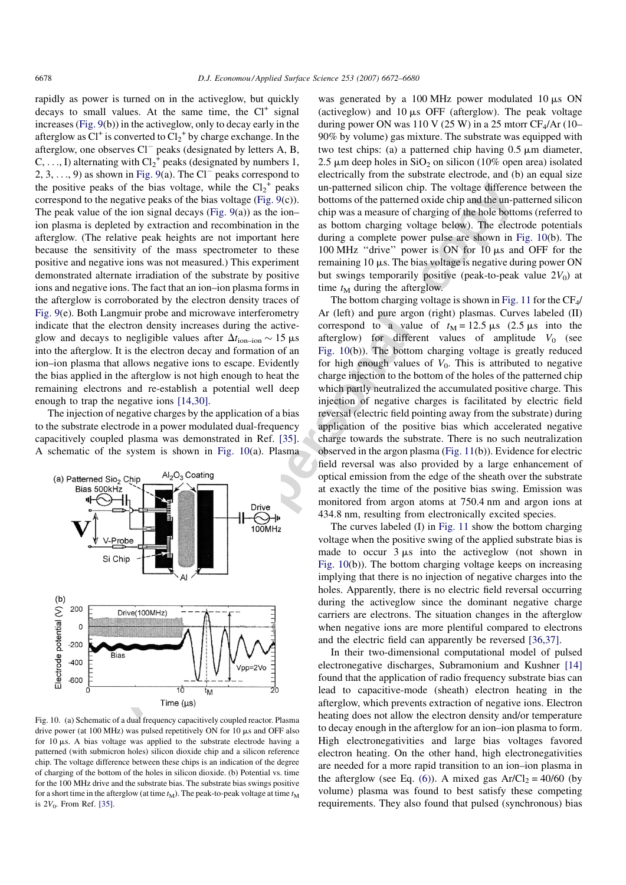rapidly as power is turned on in the activeglow, but quickly decays to small values. At the same time, the $Cl^+$ signal increases (Fig. 9(b)) in the activeglow, only to decay early in the afterglow as $Cl^+$ is converted to $Cl_2^+$ by charge exchange. In the afterglow, one observes $Cl^-$ peaks (designated by letters A, B, C, ..., I) alternating with $Cl_2^+$ peaks (designated by numbers 1, 2, 3, ..., 9) as shown in Fig. 9(a). The $Cl^-$ peaks correspond to the positive peaks of the bias voltage, while the $Cl_2^+$ peaks correspond to the negative peaks of the bias voltage (Fig. 9(c)). The peak value of the ion signal decays (Fig. 9(a)) as the ion–ion plasma is depleted by extraction and recombination in the afterglow. (The relative peak heights are not important here because the sensitivity of the mass spectrometer to these positive and negative ions was not measured.) This experiment demonstrated alternate irradiation of the substrate by positive ions and negative ions. The fact that an ion–ion plasma forms in the afterglow is corroborated by the electron density traces of Fig. 9(e). Both Langmuir probe and microwave interferometry indicate that the electron density increases during the activeglow and decays to negligible values after $\Delta t_{ion-ion} \sim 15\ \mu s$ into the afterglow. It is the electron decay and formation of an ion–ion plasma that allows negative ions to escape. Evidently the bias applied in the afterglow is not high enough to heat the remaining electrons and re-establish a potential well deep enough to trap the negative ions [14,30].

The injection of negative charges by the application of a bias to the substrate electrode in a power modulated dual-frequency capacitively coupled plasma was demonstrated in Ref. [35]. A schematic of the system is shown in Fig. 10(a). Plasma was generated by a 100 MHz power modulated 10 μs ON (activeglow) and 10 μs OFF (afterglow). The peak voltage during power ON was 110 V (25 W) in a 25 mtorr $CF_4$/Ar (10–90% by volume) gas mixture. The substrate was equipped with two test chips: (a) a patterned chip having 0.5 μm diameter, 2.5 μm deep holes in $SiO_2$ on silicon (10% open area) isolated electrically from the substrate electrode, and (b) an equal size un-patterned silicon chip. The voltage difference between the bottoms of the patterned oxide chip and the un-patterned silicon chip was a measure of charging of the hole bottoms (referred to as bottom charging voltage below). The electrode potentials during a complete power pulse are shown in Fig. 10(b). The 100 MHz "drive" power is ON for 10 μs and OFF for the remaining 10 μs. The bias voltage is negative during power ON but swings temporarily positive (peak-to-peak value $2V_0$) at time $t_M$ during the afterglow.

Fig. 10. (a) Schematic of a dual frequency capacitively coupled reactor. Plasma drive power (at 100 MHz) was pulsed repetitively ON for 10 μs and OFF also for 10 μs. A bias voltage was applied to the substrate electrode having a patterned (with submicron holes) silicon dioxide chip and a silicon reference chip. The voltage difference between these chips is an indication of the degree of charging of the bottom of the holes in silicon dioxide. (b) Potential vs. time for the 100 MHz drive and the substrate bias. The substrate bias swings positive for a short time in the afterglow (at time $t_M$). The peak-to-peak voltage at time $t_M$ is $2V_0$. From Ref. [35].

The bottom charging voltage is shown in Fig. 11 for the $CF_4$/Ar (left) and pure argon (right) plasmas. Curves labeled (II) correspond to a value of $t_M = 12.5\ \mu s$ (2.5 μs into the afterglow) for different values of amplitude $V_0$ (see Fig. 10(b)). The bottom charging voltage is greatly reduced for high enough values of $V_0$. This is attributed to negative charge injection to the bottom of the holes of the patterned chip which partly neutralized the accumulated positive charge. This injection of negative charges is facilitated by electric field reversal (electric field pointing away from the substrate) during application of the positive bias which accelerated negative charge towards the substrate. There is no such neutralization observed in the argon plasma (Fig. 11(b)). Evidence for electric field reversal was also provided by a large enhancement of optical emission from the edge of the sheath over the substrate at exactly the time of the positive bias swing. Emission was monitored from argon atoms at 750.4 nm and argon ions at 434.8 nm, resulting from electronically excited species.

The curves labeled (I) in Fig. 11 show the bottom charging voltage when the positive swing of the applied substrate bias is made to occur 3 μs into the activeglow (not shown in Fig. 10(b)). The bottom charging voltage keeps on increasing implying that there is no injection of negative charges into the holes. Apparently, there is no electric field reversal occurring during the activeglow since the dominant negative charge carriers are electrons. The situation changes in the afterglow when negative ions are more plentiful compared to electrons and the electric field can apparently be reversed [36,37].

In their two-dimensional computational model of pulsed electronegative discharges, Subramonium and Kushner [14] found that the application of radio frequency substrate bias can lead to capacitive-mode (sheath) electron heating in the afterglow, which prevents extraction of negative ions. Electron heating does not allow the electron density and/or temperature to decay enough in the afterglow for an ion–ion plasma to form. High electronegativities and large bias voltages favored electron heating. On the other hand, high electronegativities are needed for a more rapid transition to an ion–ion plasma in the afterglow (see Eq. (6)). A mixed gas $Ar/Cl_2$ = 40/60 (by volume) plasma was found to best satisfy these competing requirements. They also found that pulsed (synchronous) bias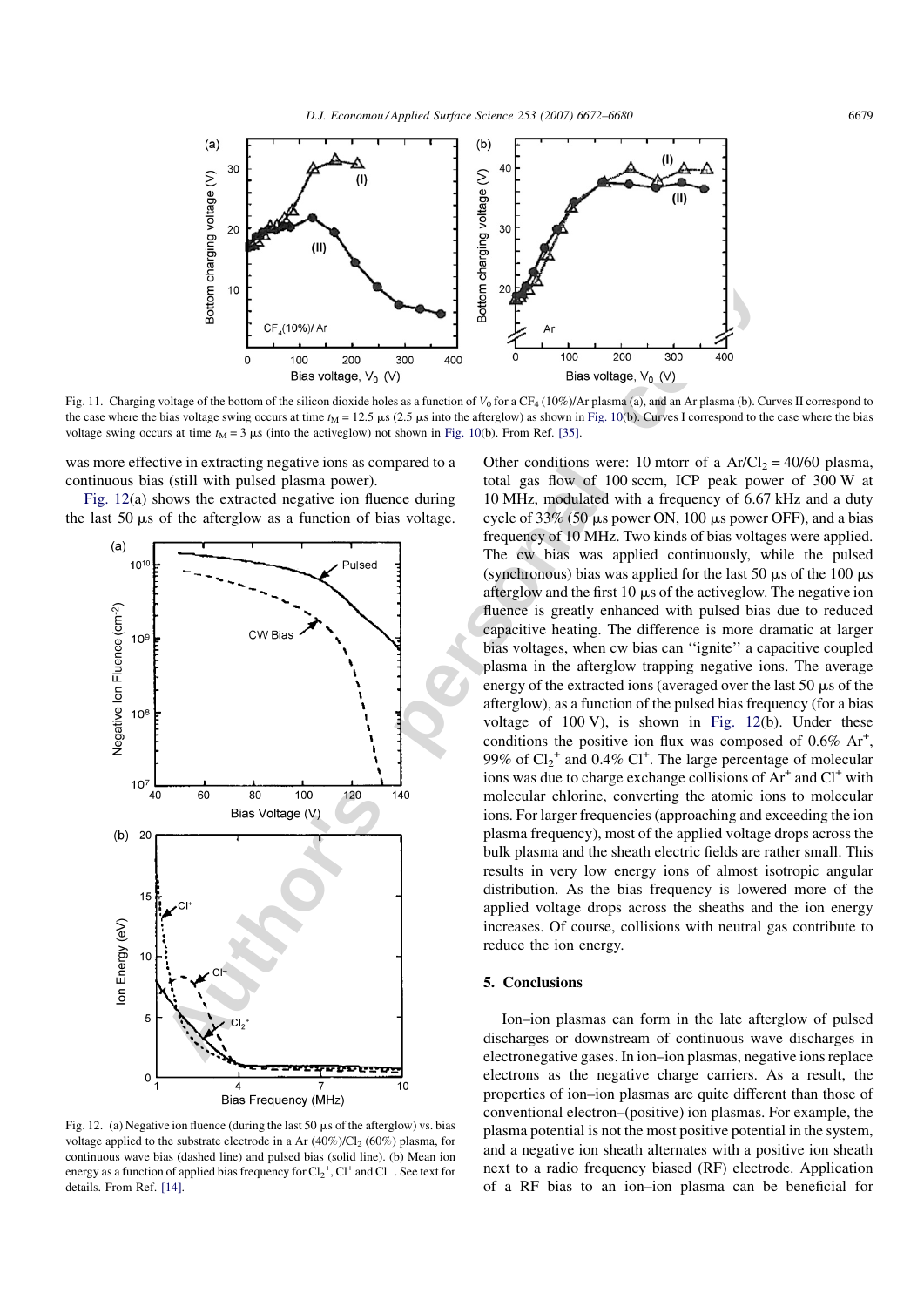Fig. 11. Charging voltage of the bottom of the silicon dioxide holes as a function of $V_0$ for a $CF_4$ (10%)/Ar plasma (a), and an Ar plasma (b). Curves II correspond to the case where the bias voltage swing occurs at time $t_M$ = 12.5 μs (2.5 μs into the afterglow) as shown in Fig. 10(b). Curves I correspond to the case where the bias voltage swing occurs at time $t_M$ = 3 μs (into the activeglow) not shown in Fig. 10(b). From Ref. [35].

was more effective in extracting negative ions as compared to a continuous bias (still with pulsed plasma power).

Fig. 12(a) shows the extracted negative ion fluence during the last 50 μs of the afterglow as a function of bias voltage.

Fig. 12. (a) Negative ion fluence (during the last 50 μs of the afterglow) vs. bias voltage applied to the substrate electrode in a Ar (40%)/$Cl_2$ (60%) plasma, for continuous wave bias (dashed line) and pulsed bias (solid line). (b) Mean ion energy as a function of applied bias frequency for $Cl_2^+$, $Cl^+$ and $Cl^-$. See text for details. From Ref. [14].

Other conditions were: 10 mtorr of a Ar/$Cl_2$ = 40/60 plasma, total gas flow of 100 sccm, ICP peak power of 300 W at 10 MHz, modulated with a frequency of 6.67 kHz and a duty cycle of 33% (50 μs power ON, 100 μs power OFF), and a bias frequency of 10 MHz. Two kinds of bias voltages were applied. The cw bias was applied continuously, while the pulsed (synchronous) bias was applied for the last 50 μs of the 100 μs afterglow and the first 10 μs of the activeglow. The negative ion fluence is greatly enhanced with pulsed bias due to reduced capacitive heating. The difference is more dramatic at larger bias voltages, when cw bias can ''ignite'' a capacitive coupled plasma in the afterglow trapping negative ions. The average energy of the extracted ions (averaged over the last 50 μs of the afterglow), as a function of the pulsed bias frequency (for a bias voltage of 100 V), is shown in Fig. 12(b). Under these conditions the positive ion flux was composed of 0.6% $Ar^+$, 99% of $Cl_2^+$ and 0.4% $Cl^+$. The large percentage of molecular ions was due to charge exchange collisions of $Ar^+$ and $Cl^+$ with molecular chlorine, converting the atomic ions to molecular ions. For larger frequencies (approaching and exceeding the ion plasma frequency), most of the applied voltage drops across the bulk plasma and the sheath electric fields are rather small. This results in very low energy ions of almost isotropic angular distribution. As the bias frequency is lowered more of the applied voltage drops across the sheaths and the ion energy increases. Of course, collisions with neutral gas contribute to reduce the ion energy.

## 5. Conclusions

Ion–ion plasmas can form in the late afterglow of pulsed discharges or downstream of continuous wave discharges in electronegative gases. In ion–ion plasmas, negative ions replace electrons as the negative charge carriers. As a result, the properties of ion–ion plasmas are quite different than those of conventional electron–(positive) ion plasmas. For example, the plasma potential is not the most positive potential in the system, and a negative ion sheath alternates with a positive ion sheath next to a radio frequency biased (RF) electrode. Application of a RF bias to an ion–ion plasma can be beneficial for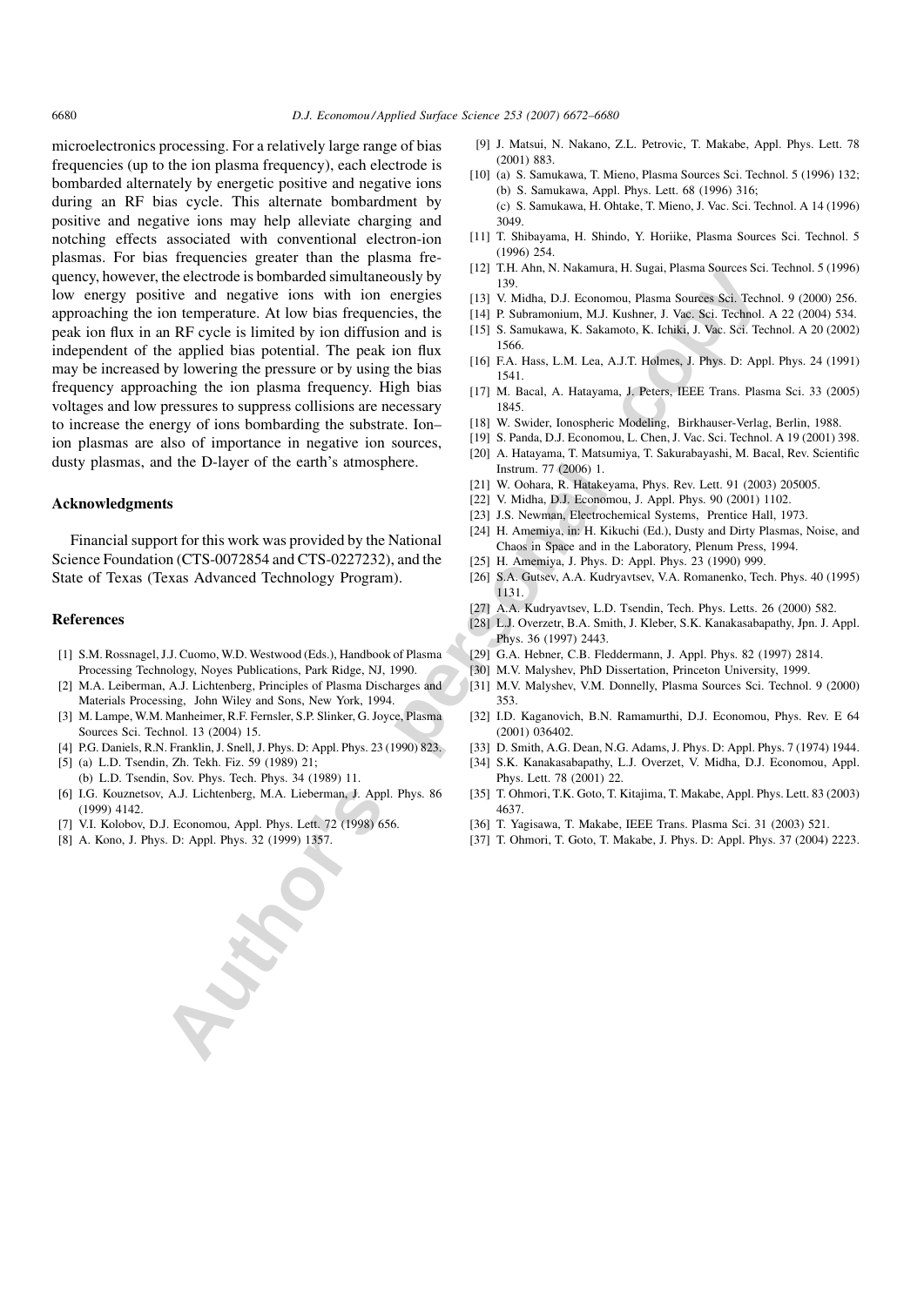microelectronics processing. For a relatively large range of bias frequencies (up to the ion plasma frequency), each electrode is bombarded alternately by energetic positive and negative ions during an RF bias cycle. This alternate bombardment by positive and negative ions may help alleviate charging and notching effects associated with conventional electron-ion plasmas. For bias frequencies greater than the plasma frequency, however, the electrode is bombarded simultaneously by low energy positive and negative ions with ion energies approaching the ion temperature. At low bias frequencies, the peak ion flux in an RF cycle is limited by ion diffusion and is independent of the applied bias potential. The peak ion flux may be increased by lowering the pressure or by using the bias frequency approaching the ion plasma frequency. High bias voltages and low pressures to suppress collisions are necessary to increase the energy of ions bombarding the substrate. Ion–ion plasmas are also of importance in negative ion sources, dusty plasmas, and the D-layer of the earth's atmosphere.

## Acknowledgments

Financial support for this work was provided by the National Science Foundation (CTS-0072854 and CTS-0227232), and the State of Texas (Texas Advanced Technology Program).

## References

[1] S.M. Rossnagel, J.J. Cuomo, W.D. Westwood (Eds.), Handbook of Plasma Processing Technology, Noyes Publications, Park Ridge, NJ, 1990.

[2] M.A. Leiberman, A.J. Lichtenberg, Principles of Plasma Discharges and Materials Processing, John Wiley and Sons, New York, 1994.

[3] M. Lampe, W.M. Manheimer, R.F. Fernsler, S.P. Slinker, G. Joyce, Plasma Sources Sci. Technol. 13 (2004) 15.

[4] P.G. Daniels, R.N. Franklin, J. Snell, J. Phys. D: Appl. Phys. 23 (1990) 823.

[5] (a) L.D. Tsendin, Zh. Tekh. Fiz. 59 (1989) 21;
(b) L.D. Tsendin, Sov. Phys. Tech. Phys. 34 (1989) 11.

[6] I.G. Kouznetsov, A.J. Lichtenberg, M.A. Lieberman, J. Appl. Phys. 86 (1999) 4142.

[7] V.I. Kolobov, D.J. Economou, Appl. Phys. Lett. 72 (1998) 656.

[8] A. Kono, J. Phys. D: Appl. Phys. 32 (1999) 1357.

[9] J. Matsui, N. Nakano, Z.L. Petrovic, T. Makabe, Appl. Phys. Lett. 78 (2001) 883.

[10] (a) S. Samukawa, T. Mieno, Plasma Sources Sci. Technol. 5 (1996) 132;
(b) S. Samukawa, Appl. Phys. Lett. 68 (1996) 316;
(c) S. Samukawa, H. Ohtake, T. Mieno, J. Vac. Sci. Technol. A 14 (1996) 3049.

[11] T. Shibayama, H. Shindo, Y. Horiike, Plasma Sources Sci. Technol. 5 (1996) 254.

[12] T.H. Ahn, N. Nakamura, H. Sugai, Plasma Sources Sci. Technol. 5 (1996) 139.

[13] V. Midha, D.J. Economou, Plasma Sources Sci. Technol. 9 (2000) 256.

[14] P. Subramonium, M.J. Kushner, J. Vac. Sci. Technol. A 22 (2004) 534.

[15] S. Samukawa, K. Sakamoto, K. Ichiki, J. Vac. Sci. Technol. A 20 (2002) 1566.

[16] F.A. Hass, L.M. Lea, A.J.T. Holmes, J. Phys. D: Appl. Phys. 24 (1991) 1541.

[17] M. Bacal, A. Hatayama, J. Peters, IEEE Trans. Plasma Sci. 33 (2005) 1845.

[18] W. Swider, Ionospheric Modeling, Birkhauser-Verlag, Berlin, 1988.

[19] S. Panda, D.J. Economou, L. Chen, J. Vac. Sci. Technol. A 19 (2001) 398.

[20] A. Hatayama, T. Matsumiya, T. Sakurabayashi, M. Bacal, Rev. Scientific Instrum. 77 (2006) 1.

[21] W. Oohara, R. Hatakeyama, Phys. Rev. Lett. 91 (2003) 205005.

[22] V. Midha, D.J. Economou, J. Appl. Phys. 90 (2001) 1102.

[23] J.S. Newman, Electrochemical Systems, Prentice Hall, 1973.

[24] H. Amemiya, in: H. Kikuchi (Ed.), Dusty and Dirty Plasmas, Noise, and Chaos in Space and in the Laboratory, Plenum Press, 1994.

[25] H. Amemiya, J. Phys. D: Appl. Phys. 23 (1990) 999.

[26] S.A. Gutsev, A.A. Kudryavtsev, V.A. Romanenko, Tech. Phys. 40 (1995) 1131.

[27] A.A. Kudryavtsev, L.D. Tsendin, Tech. Phys. Letts. 26 (2000) 582.

[28] L.J. Overzetr, B.A. Smith, J. Kleber, S.K. Kanakasabapathy, Jpn. J. Appl. Phys. 36 (1997) 2443.

[29] G.A. Hebner, C.B. Fleddermann, J. Appl. Phys. 82 (1997) 2814.

[30] M.V. Malyshev, PhD Dissertation, Princeton University, 1999.

[31] M.V. Malyshev, V.M. Donnelly, Plasma Sources Sci. Technol. 9 (2000) 353.

[32] I.D. Kaganovich, B.N. Ramamurthi, D.J. Economou, Phys. Rev. E 64 (2001) 036402.

[33] D. Smith, A.G. Dean, N.G. Adams, J. Phys. D: Appl. Phys. 7 (1974) 1944.

[34] S.K. Kanakasabapathy, L.J. Overzet, V. Midha, D.J. Economou, Appl. Phys. Lett. 78 (2001) 22.

[35] T. Ohmori, T.K. Goto, T. Kitajima, T. Makabe, Appl. Phys. Lett. 83 (2003) 4637.

[36] T. Yagisawa, T. Makabe, IEEE Trans. Plasma Sci. 31 (2003) 521.

[37] T. Ohmori, T. Goto, T. Makabe, J. Phys. D: Appl. Phys. 37 (2004) 2223.